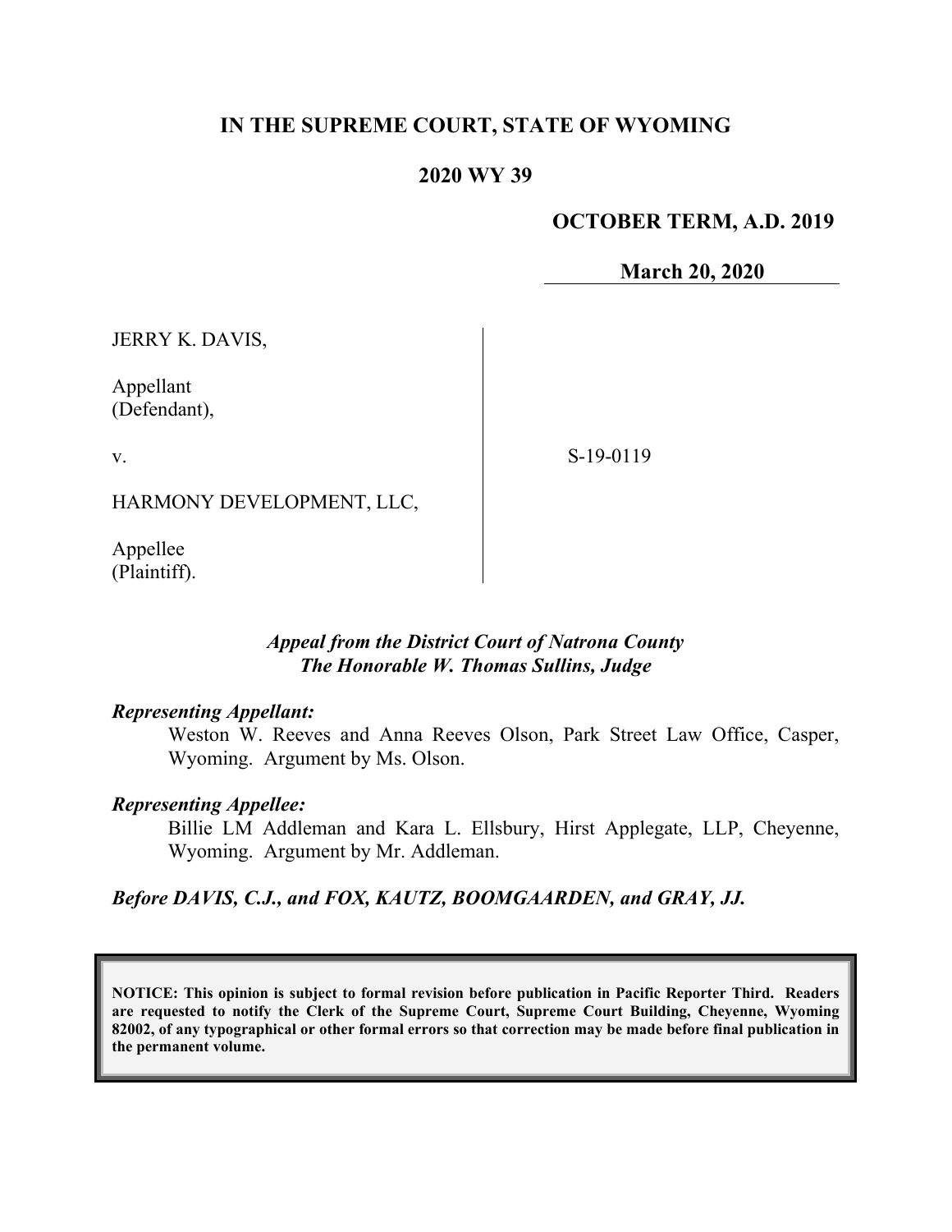# IN THE SUPREME COURT, STATE OF WYOMING

## 2020 WY 39

**OCTOBER TERM, A.D. 2019**

**March 20, 2020**

JERRY K. DAVIS,

Appellant
(Defendant),

v.

HARMONY DEVELOPMENT, LLC,

Appellee
(Plaintiff).

S-19-0119

*Appeal from the District Court of Natrona County*
*The Honorable W. Thomas Sullins, Judge*

***Representing Appellant:***

Weston W. Reeves and Anna Reeves Olson, Park Street Law Office, Casper, Wyoming. Argument by Ms. Olson.

***Representing Appellee:***

Billie LM Addleman and Kara L. Ellsbury, Hirst Applegate, LLP, Cheyenne, Wyoming. Argument by Mr. Addleman.

***Before DAVIS, C.J., and FOX, KAUTZ, BOOMGAARDEN, and GRAY, JJ.***

**NOTICE: This opinion is subject to formal revision before publication in Pacific Reporter Third. Readers are requested to notify the Clerk of the Supreme Court, Supreme Court Building, Cheyenne, Wyoming 82002, of any typographical or other formal errors so that correction may be made before final publication in the permanent volume.**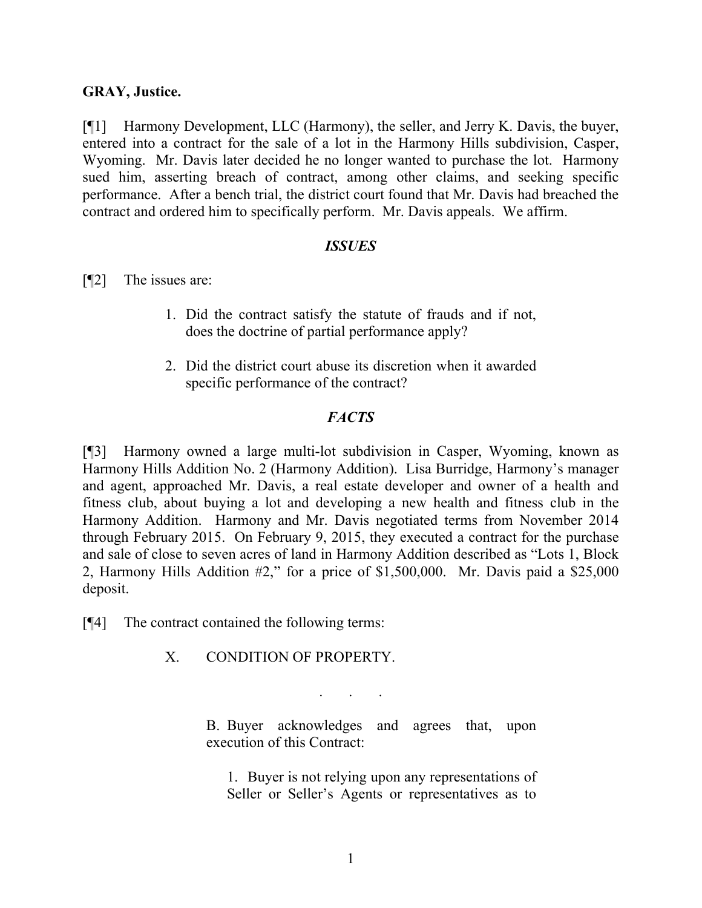**GRAY, Justice.**

[¶1] Harmony Development, LLC (Harmony), the seller, and Jerry K. Davis, the buyer, entered into a contract for the sale of a lot in the Harmony Hills subdivision, Casper, Wyoming. Mr. Davis later decided he no longer wanted to purchase the lot. Harmony sued him, asserting breach of contract, among other claims, and seeking specific performance. After a bench trial, the district court found that Mr. Davis had breached the contract and ordered him to specifically perform. Mr. Davis appeals. We affirm.

## *ISSUES*

[¶2] The issues are:

> 1. Did the contract satisfy the statute of frauds and if not, does the doctrine of partial performance apply?
>
> 2. Did the district court abuse its discretion when it awarded specific performance of the contract?

## *FACTS*

[¶3] Harmony owned a large multi-lot subdivision in Casper, Wyoming, known as Harmony Hills Addition No. 2 (Harmony Addition). Lisa Burridge, Harmony's manager and agent, approached Mr. Davis, a real estate developer and owner of a health and fitness club, about buying a lot and developing a new health and fitness club in the Harmony Addition. Harmony and Mr. Davis negotiated terms from November 2014 through February 2015. On February 9, 2015, they executed a contract for the purchase and sale of close to seven acres of land in Harmony Addition described as "Lots 1, Block 2, Harmony Hills Addition #2," for a price of $1,500,000. Mr. Davis paid a $25,000 deposit.

[¶4] The contract contained the following terms:

> X. CONDITION OF PROPERTY.
>
> . . .
>
> B. Buyer acknowledges and agrees that, upon execution of this Contract:
>
> 1. Buyer is not relying upon any representations of Seller or Seller's Agents or representatives as to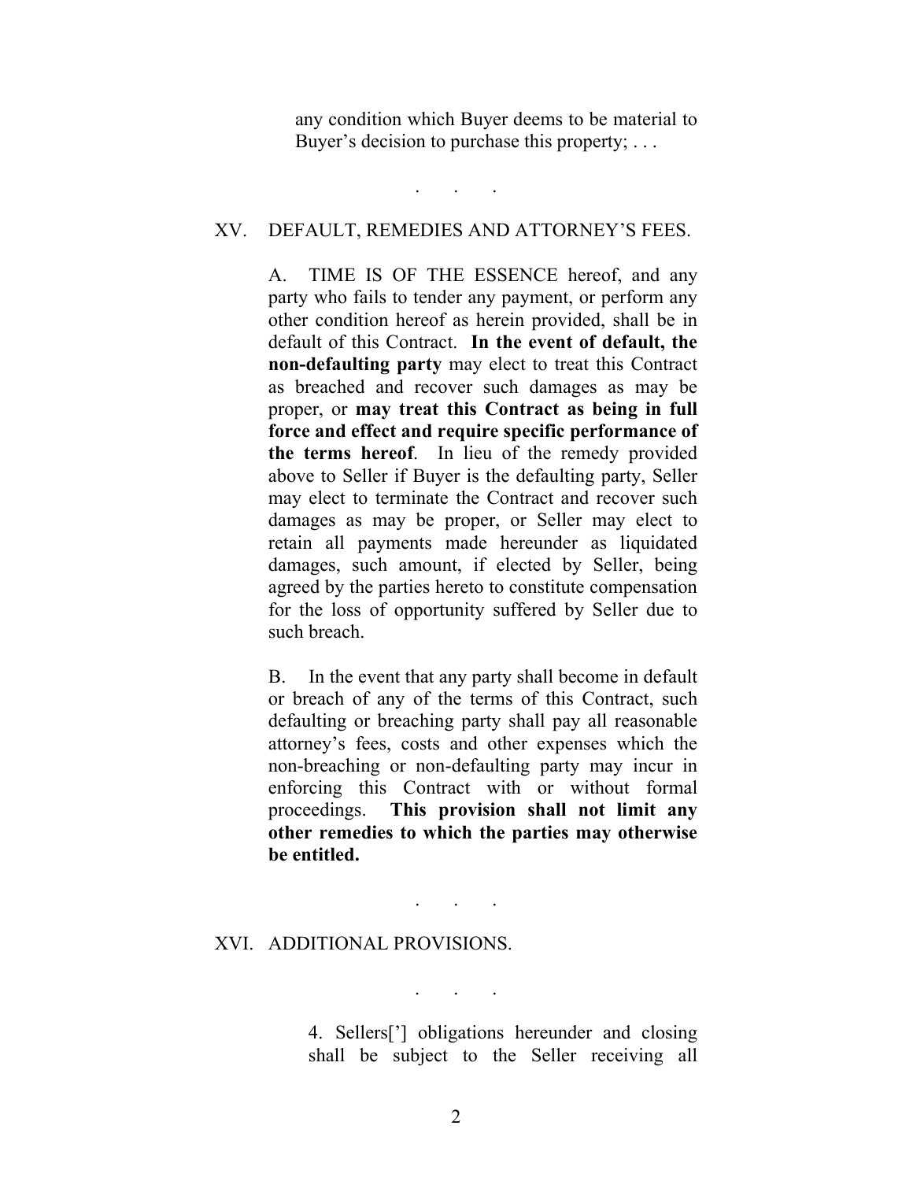any condition which Buyer deems to be material to Buyer’s decision to purchase this property; . . .

. . .

XV. DEFAULT, REMEDIES AND ATTORNEY’S FEES.

A. TIME IS OF THE ESSENCE hereof, and any party who fails to tender any payment, or perform any other condition hereof as herein provided, shall be in default of this Contract. **In the event of default, the non-defaulting party** may elect to treat this Contract as breached and recover such damages as may be proper, or **may treat this Contract as being in full force and effect and require specific performance of the terms hereof**. In lieu of the remedy provided above to Seller if Buyer is the defaulting party, Seller may elect to terminate the Contract and recover such damages as may be proper, or Seller may elect to retain all payments made hereunder as liquidated damages, such amount, if elected by Seller, being agreed by the parties hereto to constitute compensation for the loss of opportunity suffered by Seller due to such breach.

B. In the event that any party shall become in default or breach of any of the terms of this Contract, such defaulting or breaching party shall pay all reasonable attorney’s fees, costs and other expenses which the non-breaching or non-defaulting party may incur in enforcing this Contract with or without formal proceedings. **This provision shall not limit any other remedies to which the parties may otherwise be entitled.**

. . .

XVI. ADDITIONAL PROVISIONS.

. . .

4. Sellers['] obligations hereunder and closing shall be subject to the Seller receiving all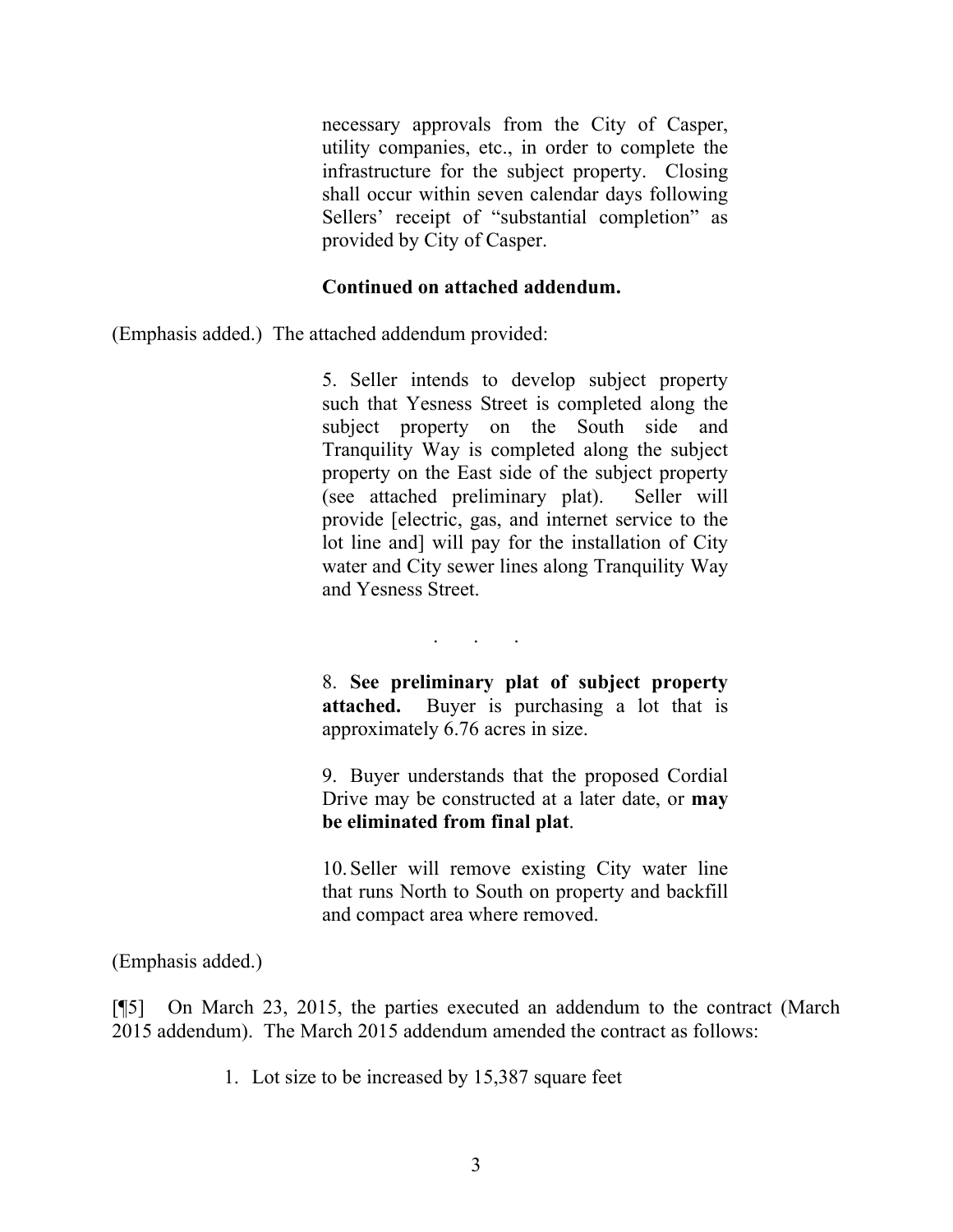> necessary approvals from the City of Casper, utility companies, etc., in order to complete the infrastructure for the subject property. Closing shall occur within seven calendar days following Sellers' receipt of "substantial completion" as provided by City of Casper.
>
> **Continued on attached addendum.**

(Emphasis added.) The attached addendum provided:

> 5. Seller intends to develop subject property such that Yesness Street is completed along the subject property on the South side and Tranquility Way is completed along the subject property on the East side of the subject property (see attached preliminary plat). Seller will provide [electric, gas, and internet service to the lot line and] will pay for the installation of City water and City sewer lines along Tranquility Way and Yesness Street.
>
> . . .
>
> 8. **See preliminary plat of subject property attached.** Buyer is purchasing a lot that is approximately 6.76 acres in size.
>
> 9. Buyer understands that the proposed Cordial Drive may be constructed at a later date, or **may be eliminated from final plat**.
>
> 10. Seller will remove existing City water line that runs North to South on property and backfill and compact area where removed.

(Emphasis added.)

[¶5] On March 23, 2015, the parties executed an addendum to the contract (March 2015 addendum). The March 2015 addendum amended the contract as follows:

> 1. Lot size to be increased by 15,387 square feet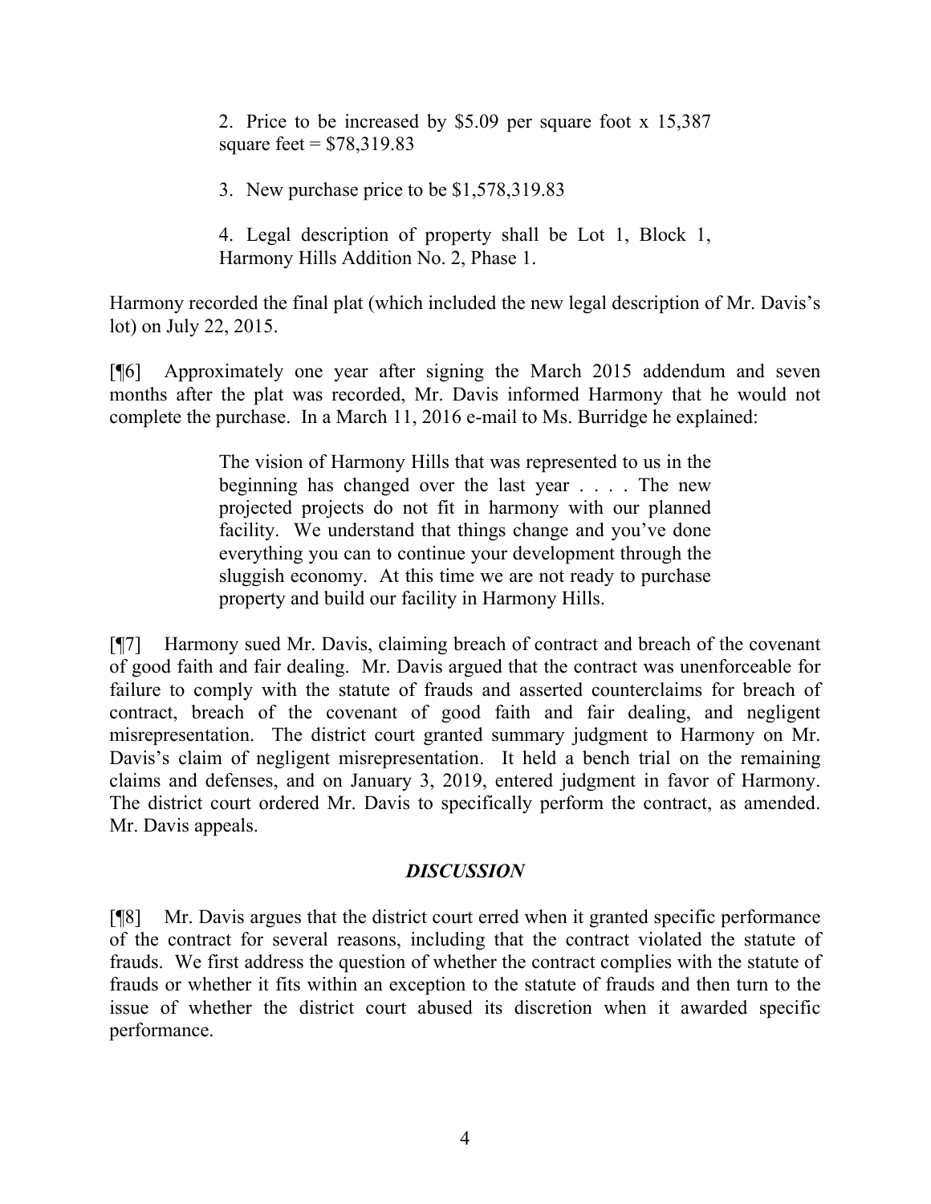> 2. Price to be increased by $5.09 per square foot x 15,387 square feet = $78,319.83
>
> 3. New purchase price to be $1,578,319.83
>
> 4. Legal description of property shall be Lot 1, Block 1, Harmony Hills Addition No. 2, Phase 1.

Harmony recorded the final plat (which included the new legal description of Mr. Davis's lot) on July 22, 2015.

[¶6] Approximately one year after signing the March 2015 addendum and seven months after the plat was recorded, Mr. Davis informed Harmony that he would not complete the purchase. In a March 11, 2016 e-mail to Ms. Burridge he explained:

> The vision of Harmony Hills that was represented to us in the beginning has changed over the last year . . . . The new projected projects do not fit in harmony with our planned facility. We understand that things change and you've done everything you can to continue your development through the sluggish economy. At this time we are not ready to purchase property and build our facility in Harmony Hills.

[¶7] Harmony sued Mr. Davis, claiming breach of contract and breach of the covenant of good faith and fair dealing. Mr. Davis argued that the contract was unenforceable for failure to comply with the statute of frauds and asserted counterclaims for breach of contract, breach of the covenant of good faith and fair dealing, and negligent misrepresentation. The district court granted summary judgment to Harmony on Mr. Davis's claim of negligent misrepresentation. It held a bench trial on the remaining claims and defenses, and on January 3, 2019, entered judgment in favor of Harmony. The district court ordered Mr. Davis to specifically perform the contract, as amended. Mr. Davis appeals.

## *DISCUSSION*

[¶8] Mr. Davis argues that the district court erred when it granted specific performance of the contract for several reasons, including that the contract violated the statute of frauds. We first address the question of whether the contract complies with the statute of frauds or whether it fits within an exception to the statute of frauds and then turn to the issue of whether the district court abused its discretion when it awarded specific performance.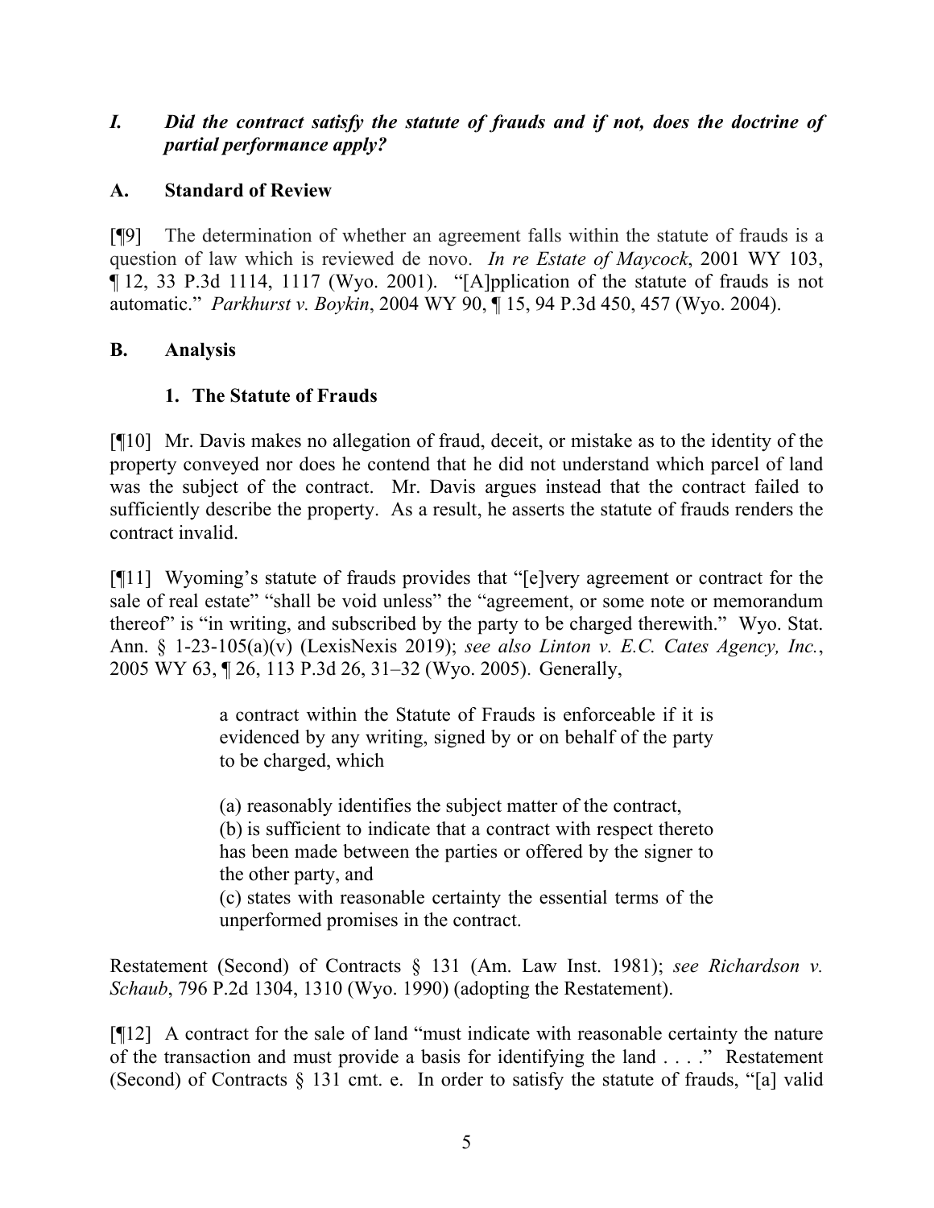### *I. Did the contract satisfy the statute of frauds and if not, does the doctrine of partial performance apply?*

### A. Standard of Review

[¶9] The determination of whether an agreement falls within the statute of frauds is a question of law which is reviewed de novo. *In re Estate of Maycock*, 2001 WY 103, ¶ 12, 33 P.3d 1114, 1117 (Wyo. 2001). "[A]pplication of the statute of frauds is not automatic." *Parkhurst v. Boykin*, 2004 WY 90, ¶ 15, 94 P.3d 450, 457 (Wyo. 2004).

### B. Analysis

#### 1. The Statute of Frauds

[¶10] Mr. Davis makes no allegation of fraud, deceit, or mistake as to the identity of the property conveyed nor does he contend that he did not understand which parcel of land was the subject of the contract. Mr. Davis argues instead that the contract failed to sufficiently describe the property. As a result, he asserts the statute of frauds renders the contract invalid.

[¶11] Wyoming's statute of frauds provides that "[e]very agreement or contract for the sale of real estate" "shall be void unless" the "agreement, or some note or memorandum thereof" is "in writing, and subscribed by the party to be charged therewith." Wyo. Stat. Ann. § 1-23-105(a)(v) (LexisNexis 2019); *see also Linton v. E.C. Cates Agency, Inc.*, 2005 WY 63, ¶ 26, 113 P.3d 26, 31–32 (Wyo. 2005). Generally,

> a contract within the Statute of Frauds is enforceable if it is evidenced by any writing, signed by or on behalf of the party to be charged, which
>
> (a) reasonably identifies the subject matter of the contract,
> (b) is sufficient to indicate that a contract with respect thereto has been made between the parties or offered by the signer to the other party, and
> (c) states with reasonable certainty the essential terms of the unperformed promises in the contract.

Restatement (Second) of Contracts § 131 (Am. Law Inst. 1981); *see Richardson v. Schaub*, 796 P.2d 1304, 1310 (Wyo. 1990) (adopting the Restatement).

[¶12] A contract for the sale of land "must indicate with reasonable certainty the nature of the transaction and must provide a basis for identifying the land . . . ." Restatement (Second) of Contracts § 131 cmt. e. In order to satisfy the statute of frauds, "[a] valid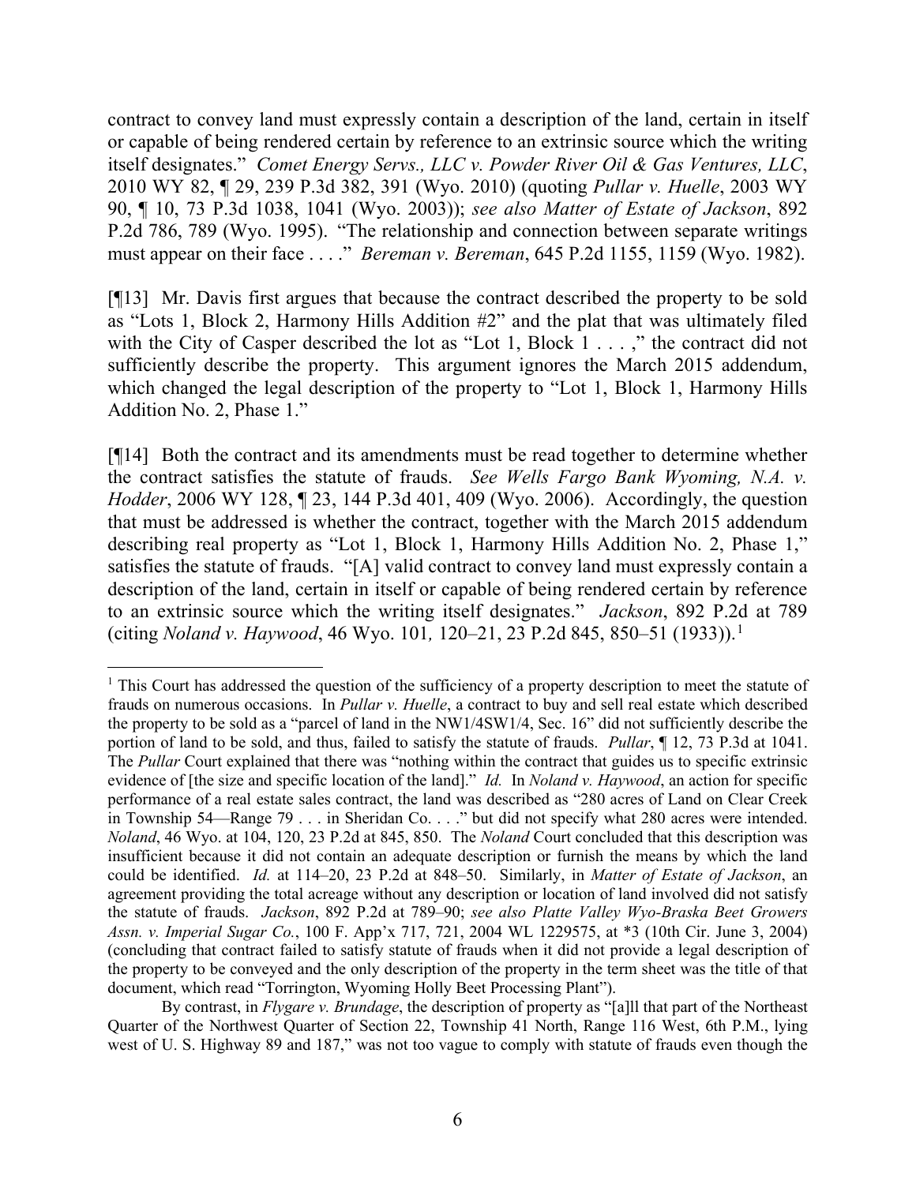contract to convey land must expressly contain a description of the land, certain in itself or capable of being rendered certain by reference to an extrinsic source which the writing itself designates." *Comet Energy Servs., LLC v. Powder River Oil & Gas Ventures, LLC*, 2010 WY 82, ¶ 29, 239 P.3d 382, 391 (Wyo. 2010) (quoting *Pullar v. Huelle*, 2003 WY 90, ¶ 10, 73 P.3d 1038, 1041 (Wyo. 2003)); *see also Matter of Estate of Jackson*, 892 P.2d 786, 789 (Wyo. 1995). "The relationship and connection between separate writings must appear on their face . . . ." *Bereman v. Bereman*, 645 P.2d 1155, 1159 (Wyo. 1982).

[¶13] Mr. Davis first argues that because the contract described the property to be sold as "Lots 1, Block 2, Harmony Hills Addition #2" and the plat that was ultimately filed with the City of Casper described the lot as "Lot 1, Block 1 . . . ," the contract did not sufficiently describe the property. This argument ignores the March 2015 addendum, which changed the legal description of the property to "Lot 1, Block 1, Harmony Hills Addition No. 2, Phase 1."

[¶14] Both the contract and its amendments must be read together to determine whether the contract satisfies the statute of frauds. *See Wells Fargo Bank Wyoming, N.A. v. Hodder*, 2006 WY 128, ¶ 23, 144 P.3d 401, 409 (Wyo. 2006). Accordingly, the question that must be addressed is whether the contract, together with the March 2015 addendum describing real property as "Lot 1, Block 1, Harmony Hills Addition No. 2, Phase 1," satisfies the statute of frauds. "[A] valid contract to convey land must expressly contain a description of the land, certain in itself or capable of being rendered certain by reference to an extrinsic source which the writing itself designates." *Jackson*, 892 P.2d at 789 (citing *Noland v. Haywood*, 46 Wyo. 101, 120–21, 23 P.2d 845, 850–51 (1933)).[1]

---

[1] This Court has addressed the question of the sufficiency of a property description to meet the statute of frauds on numerous occasions. In *Pullar v. Huelle*, a contract to buy and sell real estate which described the property to be sold as a "parcel of land in the NW1/4SW1/4, Sec. 16" did not sufficiently describe the portion of land to be sold, and thus, failed to satisfy the statute of frauds. *Pullar*, ¶ 12, 73 P.3d at 1041. The *Pullar* Court explained that there was "nothing within the contract that guides us to specific extrinsic evidence of [the size and specific location of the land]." *Id.* In *Noland v. Haywood*, an action for specific performance of a real estate sales contract, the land was described as "280 acres of Land on Clear Creek in Township 54—Range 79 . . . in Sheridan Co. . . ." but did not specify what 280 acres were intended. *Noland*, 46 Wyo. at 104, 120, 23 P.2d at 845, 850. The *Noland* Court concluded that this description was insufficient because it did not contain an adequate description or furnish the means by which the land could be identified. *Id.* at 114–20, 23 P.2d at 848–50. Similarly, in *Matter of Estate of Jackson*, an agreement providing the total acreage without any description or location of land involved did not satisfy the statute of frauds. *Jackson*, 892 P.2d at 789–90; *see also Platte Valley Wyo-Braska Beet Growers Assn. v. Imperial Sugar Co.*, 100 F. App'x 717, 721, 2004 WL 1229575, at *3 (10th Cir. June 3, 2004) (concluding that contract failed to satisfy statute of frauds when it did not provide a legal description of the property to be conveyed and the only description of the property in the term sheet was the title of that document, which read "Torrington, Wyoming Holly Beet Processing Plant").

By contrast, in *Flygare v. Brundage*, the description of property as "[a]ll that part of the Northeast Quarter of the Northwest Quarter of Section 22, Township 41 North, Range 116 West, 6th P.M., lying west of U. S. Highway 89 and 187," was not too vague to comply with statute of frauds even though the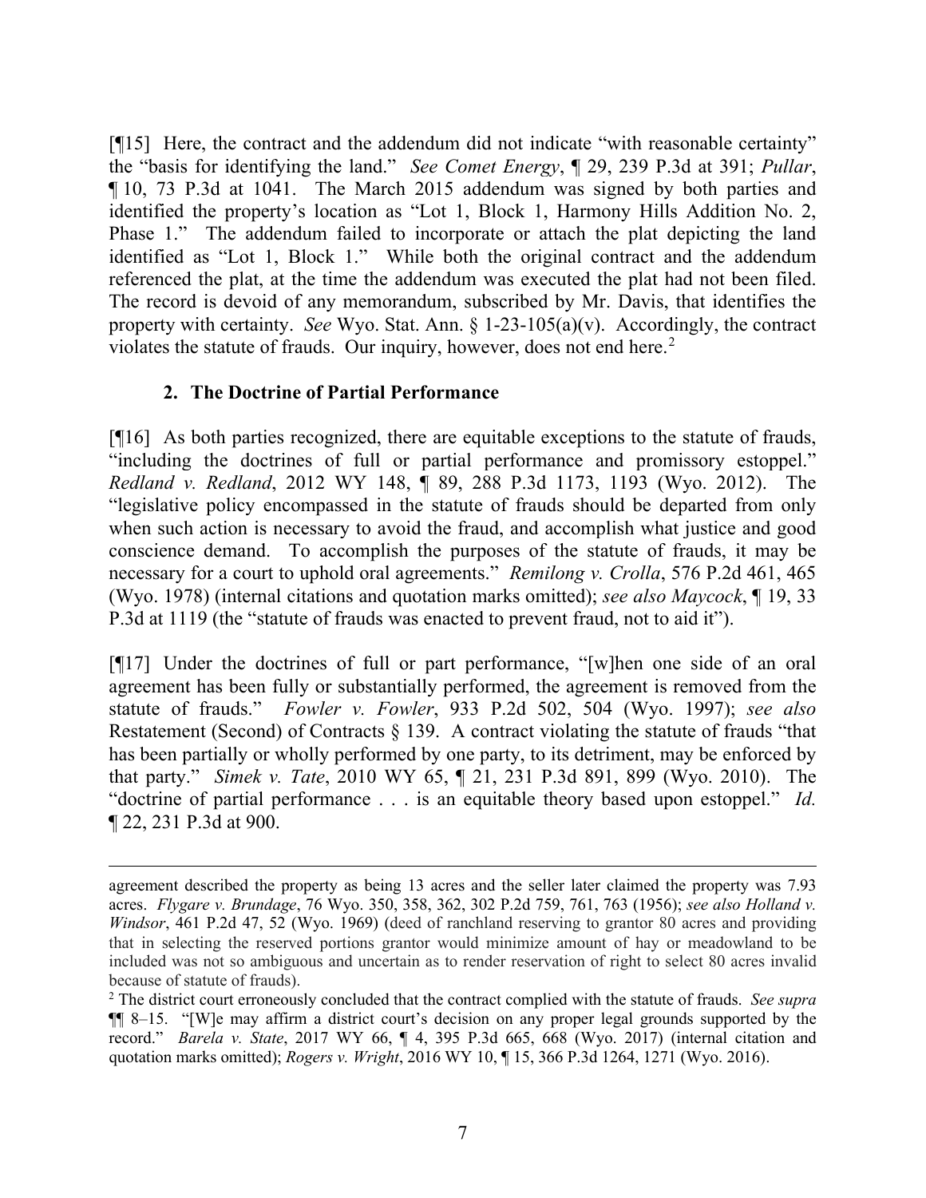[¶15] Here, the contract and the addendum did not indicate "with reasonable certainty" the "basis for identifying the land." *See Comet Energy*, ¶ 29, 239 P.3d at 391; *Pullar*, ¶ 10, 73 P.3d at 1041. The March 2015 addendum was signed by both parties and identified the property's location as "Lot 1, Block 1, Harmony Hills Addition No. 2, Phase 1." The addendum failed to incorporate or attach the plat depicting the land identified as "Lot 1, Block 1." While both the original contract and the addendum referenced the plat, at the time the addendum was executed the plat had not been filed. The record is devoid of any memorandum, subscribed by Mr. Davis, that identifies the property with certainty. *See* Wyo. Stat. Ann. § 1-23-105(a)(v). Accordingly, the contract violates the statute of frauds. Our inquiry, however, does not end here.[2]

### 2. The Doctrine of Partial Performance

[¶16] As both parties recognized, there are equitable exceptions to the statute of frauds, "including the doctrines of full or partial performance and promissory estoppel." *Redland v. Redland*, 2012 WY 148, ¶ 89, 288 P.3d 1173, 1193 (Wyo. 2012). The "legislative policy encompassed in the statute of frauds should be departed from only when such action is necessary to avoid the fraud, and accomplish what justice and good conscience demand. To accomplish the purposes of the statute of frauds, it may be necessary for a court to uphold oral agreements." *Remilong v. Crolla*, 576 P.2d 461, 465 (Wyo. 1978) (internal citations and quotation marks omitted); *see also Maycock*, ¶ 19, 33 P.3d at 1119 (the "statute of frauds was enacted to prevent fraud, not to aid it").

[¶17] Under the doctrines of full or part performance, "[w]hen one side of an oral agreement has been fully or substantially performed, the agreement is removed from the statute of frauds." *Fowler v. Fowler*, 933 P.2d 502, 504 (Wyo. 1997); *see also* Restatement (Second) of Contracts § 139. A contract violating the statute of frauds "that has been partially or wholly performed by one party, to its detriment, may be enforced by that party." *Simek v. Tate*, 2010 WY 65, ¶ 21, 231 P.3d 891, 899 (Wyo. 2010). The "doctrine of partial performance . . . is an equitable theory based upon estoppel." *Id.* ¶ 22, 231 P.3d at 900.

---

agreement described the property as being 13 acres and the seller later claimed the property was 7.93 acres. *Flygare v. Brundage*, 76 Wyo. 350, 358, 362, 302 P.2d 759, 761, 763 (1956); *see also Holland v. Windsor*, 461 P.2d 47, 52 (Wyo. 1969) (deed of ranchland reserving to grantor 80 acres and providing that in selecting the reserved portions grantor would minimize amount of hay or meadowland to be included was not so ambiguous and uncertain as to render reservation of right to select 80 acres invalid because of statute of frauds).

[2] The district court erroneously concluded that the contract complied with the statute of frauds. *See supra* ¶¶ 8–15. "[W]e may affirm a district court's decision on any proper legal grounds supported by the record." *Barela v. State*, 2017 WY 66, ¶ 4, 395 P.3d 665, 668 (Wyo. 2017) (internal citation and quotation marks omitted); *Rogers v. Wright*, 2016 WY 10, ¶ 15, 366 P.3d 1264, 1271 (Wyo. 2016).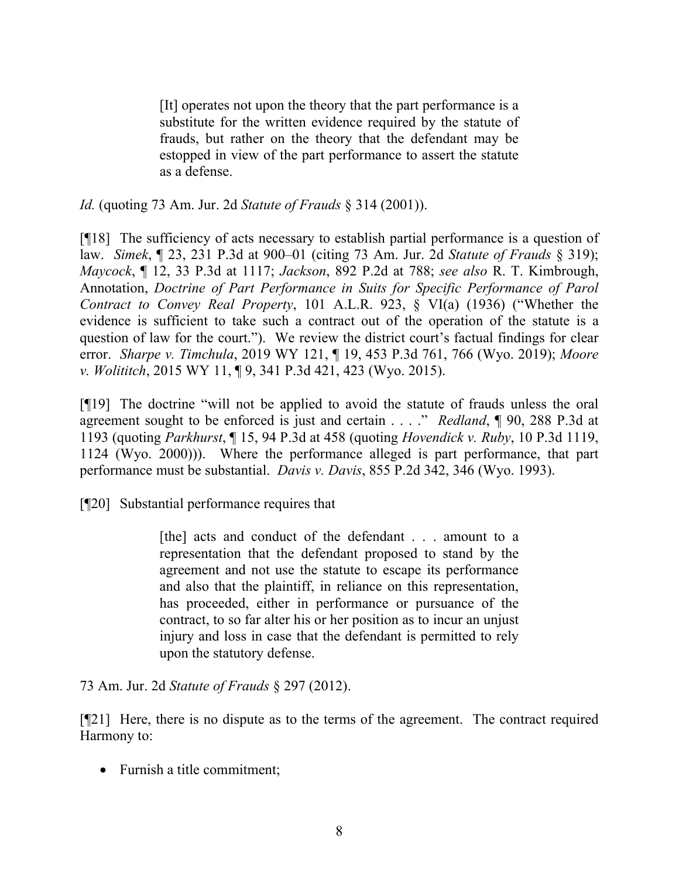> [It] operates not upon the theory that the part performance is a substitute for the written evidence required by the statute of frauds, but rather on the theory that the defendant may be estopped in view of the part performance to assert the statute as a defense.

*Id.* (quoting 73 Am. Jur. 2d *Statute of Frauds* § 314 (2001)).

[¶18] The sufficiency of acts necessary to establish partial performance is a question of law. *Simek*, ¶ 23, 231 P.3d at 900–01 (citing 73 Am. Jur. 2d *Statute of Frauds* § 319); *Maycock*, ¶ 12, 33 P.3d at 1117; *Jackson*, 892 P.2d at 788; *see also* R. T. Kimbrough, Annotation, *Doctrine of Part Performance in Suits for Specific Performance of Parol Contract to Convey Real Property*, 101 A.L.R. 923, § VI(a) (1936) ("Whether the evidence is sufficient to take such a contract out of the operation of the statute is a question of law for the court."). We review the district court's factual findings for clear error. *Sharpe v. Timchula*, 2019 WY 121, ¶ 19, 453 P.3d 761, 766 (Wyo. 2019); *Moore v. Wolititch*, 2015 WY 11, ¶ 9, 341 P.3d 421, 423 (Wyo. 2015).

[¶19] The doctrine "will not be applied to avoid the statute of frauds unless the oral agreement sought to be enforced is just and certain . . . ." *Redland*, ¶ 90, 288 P.3d at 1193 (quoting *Parkhurst*, ¶ 15, 94 P.3d at 458 (quoting *Hovendick v. Ruby*, 10 P.3d 1119, 1124 (Wyo. 2000))). Where the performance alleged is part performance, that part performance must be substantial. *Davis v. Davis*, 855 P.2d 342, 346 (Wyo. 1993).

[¶20] Substantial performance requires that

> [the] acts and conduct of the defendant . . . amount to a representation that the defendant proposed to stand by the agreement and not use the statute to escape its performance and also that the plaintiff, in reliance on this representation, has proceeded, either in performance or pursuance of the contract, to so far alter his or her position as to incur an unjust injury and loss in case that the defendant is permitted to rely upon the statutory defense.

73 Am. Jur. 2d *Statute of Frauds* § 297 (2012).

[¶21] Here, there is no dispute as to the terms of the agreement. The contract required Harmony to:

- Furnish a title commitment;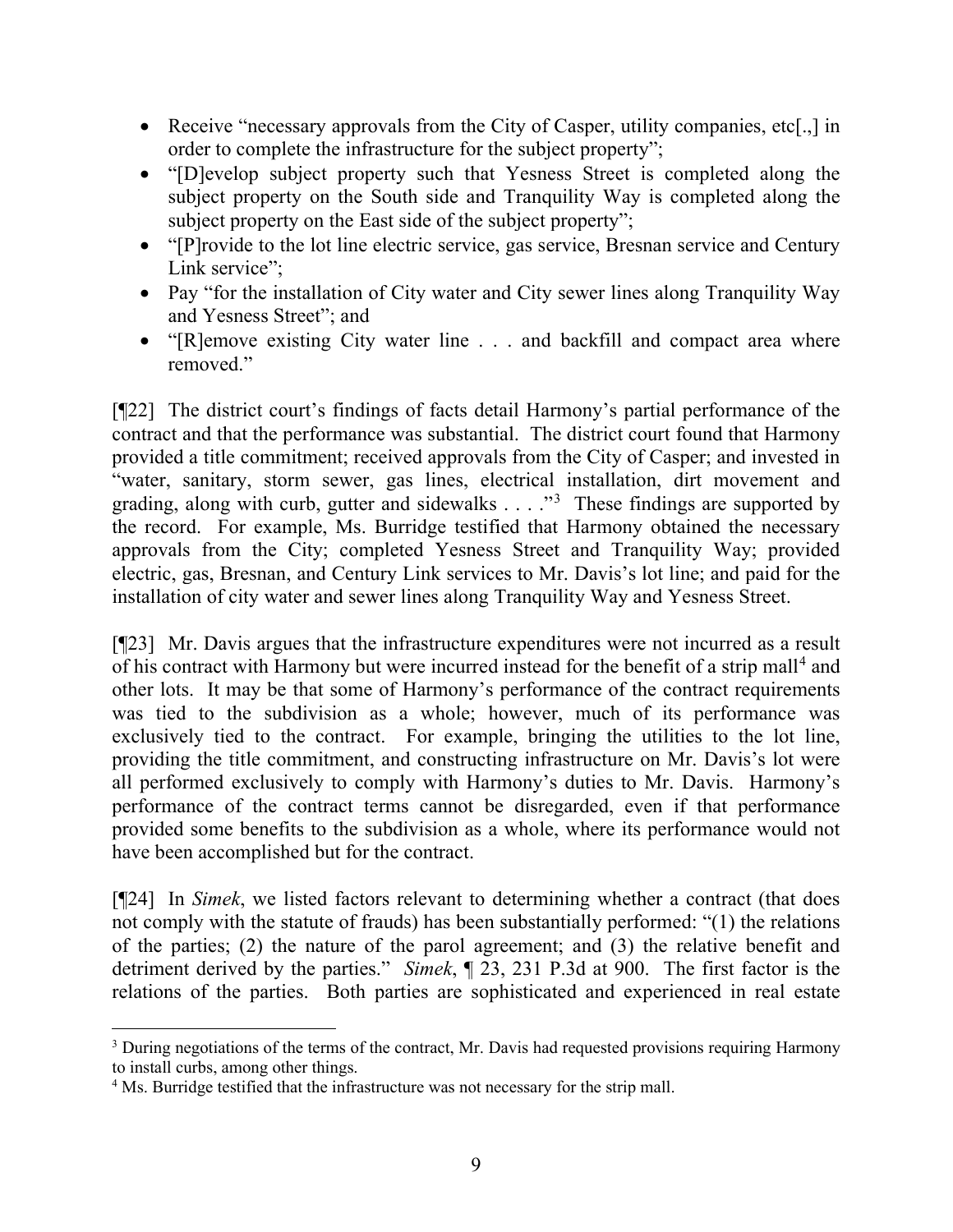- Receive "necessary approvals from the City of Casper, utility companies, etc[.,] in order to complete the infrastructure for the subject property";
- "[D]evelop subject property such that Yesness Street is completed along the subject property on the South side and Tranquility Way is completed along the subject property on the East side of the subject property";
- "[P]rovide to the lot line electric service, gas service, Bresnan service and Century Link service";
- Pay "for the installation of City water and City sewer lines along Tranquility Way and Yesness Street"; and
- "[R]emove existing City water line . . . and backfill and compact area where removed."

[¶22] The district court's findings of facts detail Harmony's partial performance of the contract and that the performance was substantial. The district court found that Harmony provided a title commitment; received approvals from the City of Casper; and invested in "water, sanitary, storm sewer, gas lines, electrical installation, dirt movement and grading, along with curb, gutter and sidewalks . . . ."[3] These findings are supported by the record. For example, Ms. Burridge testified that Harmony obtained the necessary approvals from the City; completed Yesness Street and Tranquility Way; provided electric, gas, Bresnan, and Century Link services to Mr. Davis's lot line; and paid for the installation of city water and sewer lines along Tranquility Way and Yesness Street.

[¶23] Mr. Davis argues that the infrastructure expenditures were not incurred as a result of his contract with Harmony but were incurred instead for the benefit of a strip mall[4] and other lots. It may be that some of Harmony's performance of the contract requirements was tied to the subdivision as a whole; however, much of its performance was exclusively tied to the contract. For example, bringing the utilities to the lot line, providing the title commitment, and constructing infrastructure on Mr. Davis's lot were all performed exclusively to comply with Harmony's duties to Mr. Davis. Harmony's performance of the contract terms cannot be disregarded, even if that performance provided some benefits to the subdivision as a whole, where its performance would not have been accomplished but for the contract.

[¶24] In *Simek*, we listed factors relevant to determining whether a contract (that does not comply with the statute of frauds) has been substantially performed: "(1) the relations of the parties; (2) the nature of the parol agreement; and (3) the relative benefit and detriment derived by the parties." *Simek*, ¶ 23, 231 P.3d at 900. The first factor is the relations of the parties. Both parties are sophisticated and experienced in real estate

---

[3] During negotiations of the terms of the contract, Mr. Davis had requested provisions requiring Harmony to install curbs, among other things.

[4] Ms. Burridge testified that the infrastructure was not necessary for the strip mall.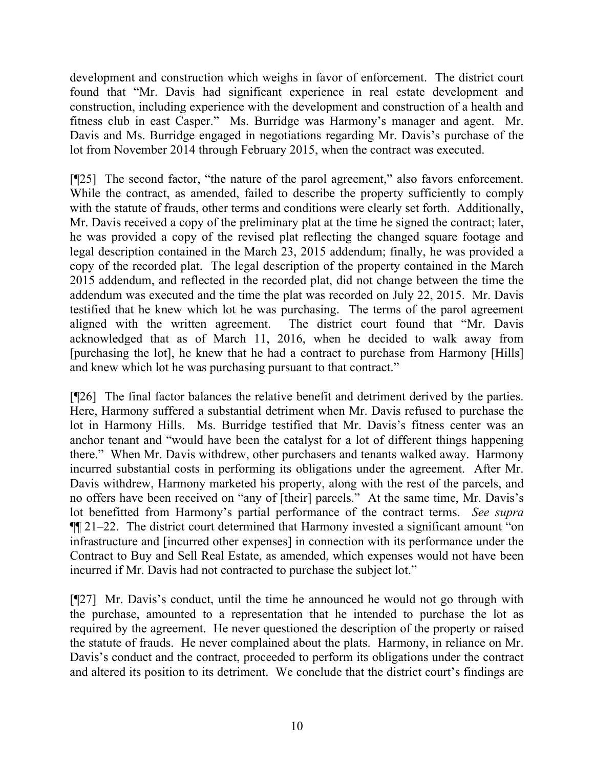development and construction which weighs in favor of enforcement. The district court found that "Mr. Davis had significant experience in real estate development and construction, including experience with the development and construction of a health and fitness club in east Casper." Ms. Burridge was Harmony's manager and agent. Mr. Davis and Ms. Burridge engaged in negotiations regarding Mr. Davis's purchase of the lot from November 2014 through February 2015, when the contract was executed.

[¶25] The second factor, "the nature of the parol agreement," also favors enforcement. While the contract, as amended, failed to describe the property sufficiently to comply with the statute of frauds, other terms and conditions were clearly set forth. Additionally, Mr. Davis received a copy of the preliminary plat at the time he signed the contract; later, he was provided a copy of the revised plat reflecting the changed square footage and legal description contained in the March 23, 2015 addendum; finally, he was provided a copy of the recorded plat. The legal description of the property contained in the March 2015 addendum, and reflected in the recorded plat, did not change between the time the addendum was executed and the time the plat was recorded on July 22, 2015. Mr. Davis testified that he knew which lot he was purchasing. The terms of the parol agreement aligned with the written agreement. The district court found that "Mr. Davis acknowledged that as of March 11, 2016, when he decided to walk away from [purchasing the lot], he knew that he had a contract to purchase from Harmony [Hills] and knew which lot he was purchasing pursuant to that contract."

[¶26] The final factor balances the relative benefit and detriment derived by the parties. Here, Harmony suffered a substantial detriment when Mr. Davis refused to purchase the lot in Harmony Hills. Ms. Burridge testified that Mr. Davis's fitness center was an anchor tenant and "would have been the catalyst for a lot of different things happening there." When Mr. Davis withdrew, other purchasers and tenants walked away. Harmony incurred substantial costs in performing its obligations under the agreement. After Mr. Davis withdrew, Harmony marketed his property, along with the rest of the parcels, and no offers have been received on "any of [their] parcels." At the same time, Mr. Davis's lot benefitted from Harmony's partial performance of the contract terms. *See supra* ¶¶ 21–22. The district court determined that Harmony invested a significant amount "on infrastructure and [incurred other expenses] in connection with its performance under the Contract to Buy and Sell Real Estate, as amended, which expenses would not have been incurred if Mr. Davis had not contracted to purchase the subject lot."

[¶27] Mr. Davis's conduct, until the time he announced he would not go through with the purchase, amounted to a representation that he intended to purchase the lot as required by the agreement. He never questioned the description of the property or raised the statute of frauds. He never complained about the plats. Harmony, in reliance on Mr. Davis's conduct and the contract, proceeded to perform its obligations under the contract and altered its position to its detriment. We conclude that the district court's findings are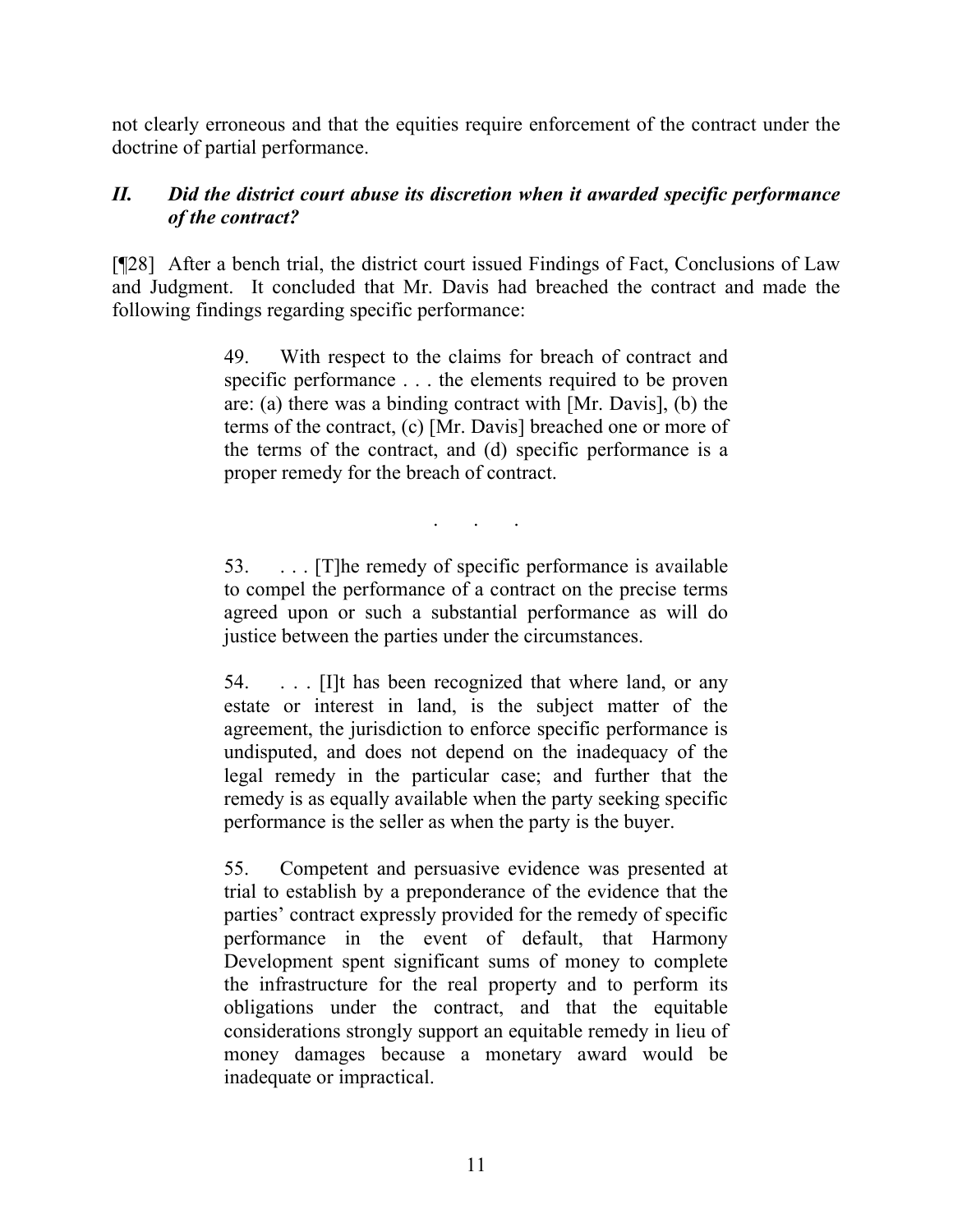not clearly erroneous and that the equities require enforcement of the contract under the doctrine of partial performance.

### *II. Did the district court abuse its discretion when it awarded specific performance of the contract?*

[¶28] After a bench trial, the district court issued Findings of Fact, Conclusions of Law and Judgment. It concluded that Mr. Davis had breached the contract and made the following findings regarding specific performance:

> 49. With respect to the claims for breach of contract and specific performance . . . the elements required to be proven are: (a) there was a binding contract with [Mr. Davis], (b) the terms of the contract, (c) [Mr. Davis] breached one or more of the terms of the contract, and (d) specific performance is a proper remedy for the breach of contract.
>
> . . .
>
> 53. . . . [T]he remedy of specific performance is available to compel the performance of a contract on the precise terms agreed upon or such a substantial performance as will do justice between the parties under the circumstances.
>
> 54. . . . [I]t has been recognized that where land, or any estate or interest in land, is the subject matter of the agreement, the jurisdiction to enforce specific performance is undisputed, and does not depend on the inadequacy of the legal remedy in the particular case; and further that the remedy is as equally available when the party seeking specific performance is the seller as when the party is the buyer.
>
> 55. Competent and persuasive evidence was presented at trial to establish by a preponderance of the evidence that the parties' contract expressly provided for the remedy of specific performance in the event of default, that Harmony Development spent significant sums of money to complete the infrastructure for the real property and to perform its obligations under the contract, and that the equitable considerations strongly support an equitable remedy in lieu of money damages because a monetary award would be inadequate or impractical.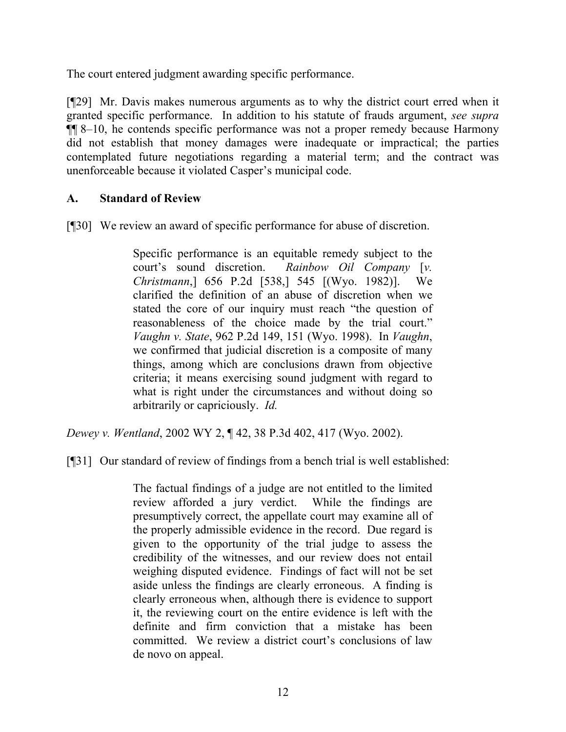The court entered judgment awarding specific performance.

[¶29] Mr. Davis makes numerous arguments as to why the district court erred when it granted specific performance. In addition to his statute of frauds argument, *see supra* ¶¶ 8–10, he contends specific performance was not a proper remedy because Harmony did not establish that money damages were inadequate or impractical; the parties contemplated future negotiations regarding a material term; and the contract was unenforceable because it violated Casper's municipal code.

### A. Standard of Review

[¶30] We review an award of specific performance for abuse of discretion.

> Specific performance is an equitable remedy subject to the court's sound discretion. *Rainbow Oil Company* [*v. Christmann*,] 656 P.2d [538,] 545 [(Wyo. 1982)]. We clarified the definition of an abuse of discretion when we stated the core of our inquiry must reach "the question of reasonableness of the choice made by the trial court." *Vaughn v. State*, 962 P.2d 149, 151 (Wyo. 1998). In *Vaughn*, we confirmed that judicial discretion is a composite of many things, among which are conclusions drawn from objective criteria; it means exercising sound judgment with regard to what is right under the circumstances and without doing so arbitrarily or capriciously. *Id.*

*Dewey v. Wentland*, 2002 WY 2, ¶ 42, 38 P.3d 402, 417 (Wyo. 2002).

[¶31] Our standard of review of findings from a bench trial is well established:

> The factual findings of a judge are not entitled to the limited review afforded a jury verdict. While the findings are presumptively correct, the appellate court may examine all of the properly admissible evidence in the record. Due regard is given to the opportunity of the trial judge to assess the credibility of the witnesses, and our review does not entail weighing disputed evidence. Findings of fact will not be set aside unless the findings are clearly erroneous. A finding is clearly erroneous when, although there is evidence to support it, the reviewing court on the entire evidence is left with the definite and firm conviction that a mistake has been committed. We review a district court's conclusions of law de novo on appeal.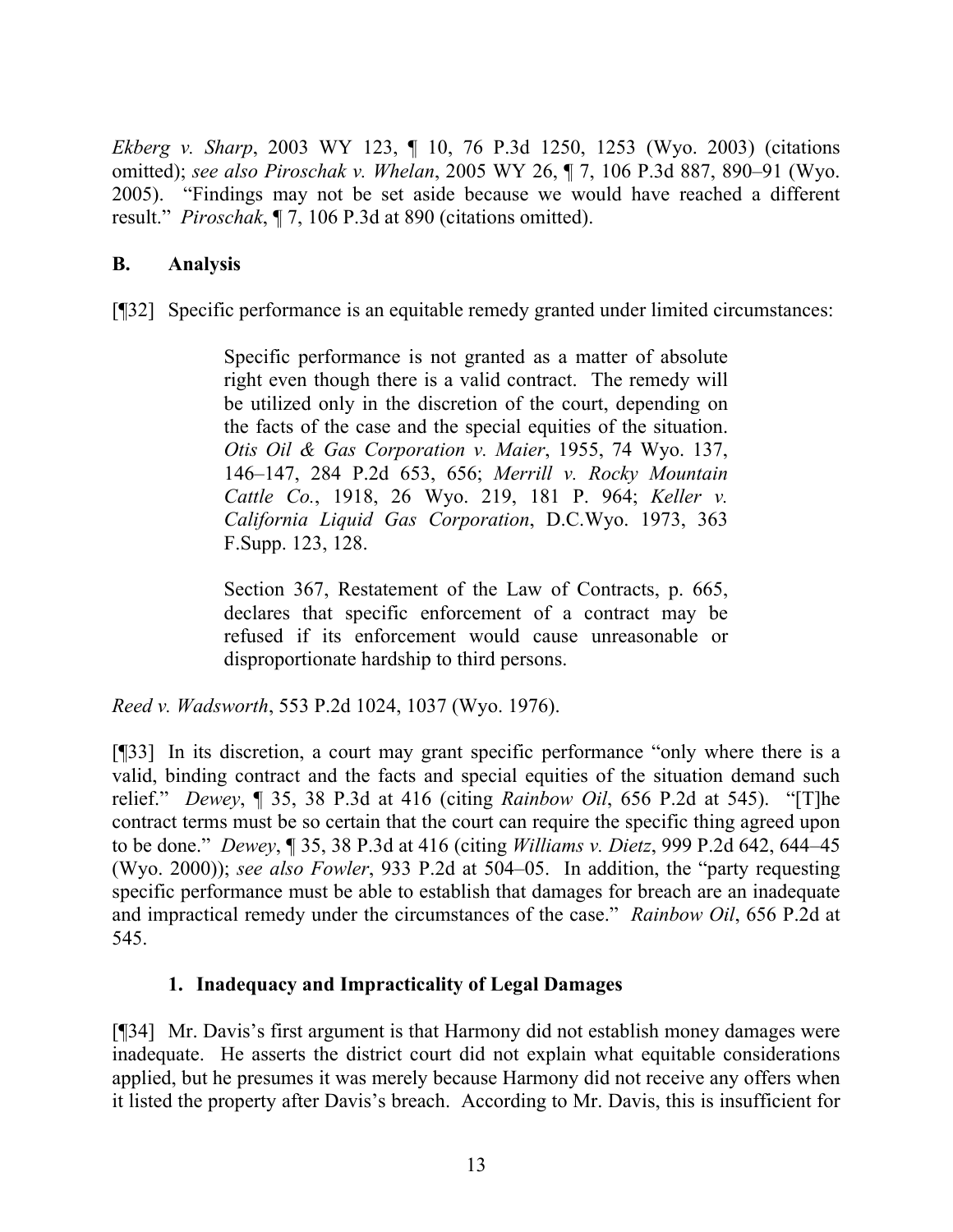*Ekberg v. Sharp*, 2003 WY 123, ¶ 10, 76 P.3d 1250, 1253 (Wyo. 2003) (citations omitted); *see also Piroschak v. Whelan*, 2005 WY 26, ¶ 7, 106 P.3d 887, 890–91 (Wyo. 2005). "Findings may not be set aside because we would have reached a different result." *Piroschak*, ¶ 7, 106 P.3d at 890 (citations omitted).

### B. Analysis

[¶32] Specific performance is an equitable remedy granted under limited circumstances:

> Specific performance is not granted as a matter of absolute right even though there is a valid contract. The remedy will be utilized only in the discretion of the court, depending on the facts of the case and the special equities of the situation. *Otis Oil & Gas Corporation v. Maier*, 1955, 74 Wyo. 137, 146–147, 284 P.2d 653, 656; *Merrill v. Rocky Mountain Cattle Co.*, 1918, 26 Wyo. 219, 181 P. 964; *Keller v. California Liquid Gas Corporation*, D.C.Wyo. 1973, 363 F.Supp. 123, 128.
>
> Section 367, Restatement of the Law of Contracts, p. 665, declares that specific enforcement of a contract may be refused if its enforcement would cause unreasonable or disproportionate hardship to third persons.

*Reed v. Wadsworth*, 553 P.2d 1024, 1037 (Wyo. 1976).

[¶33] In its discretion, a court may grant specific performance "only where there is a valid, binding contract and the facts and special equities of the situation demand such relief." *Dewey*, ¶ 35, 38 P.3d at 416 (citing *Rainbow Oil*, 656 P.2d at 545). "[T]he contract terms must be so certain that the court can require the specific thing agreed upon to be done." *Dewey*, ¶ 35, 38 P.3d at 416 (citing *Williams v. Dietz*, 999 P.2d 642, 644–45 (Wyo. 2000)); *see also Fowler*, 933 P.2d at 504–05. In addition, the "party requesting specific performance must be able to establish that damages for breach are an inadequate and impractical remedy under the circumstances of the case." *Rainbow Oil*, 656 P.2d at 545.

#### 1. Inadequacy and Impracticality of Legal Damages

[¶34] Mr. Davis's first argument is that Harmony did not establish money damages were inadequate. He asserts the district court did not explain what equitable considerations applied, but he presumes it was merely because Harmony did not receive any offers when it listed the property after Davis's breach. According to Mr. Davis, this is insufficient for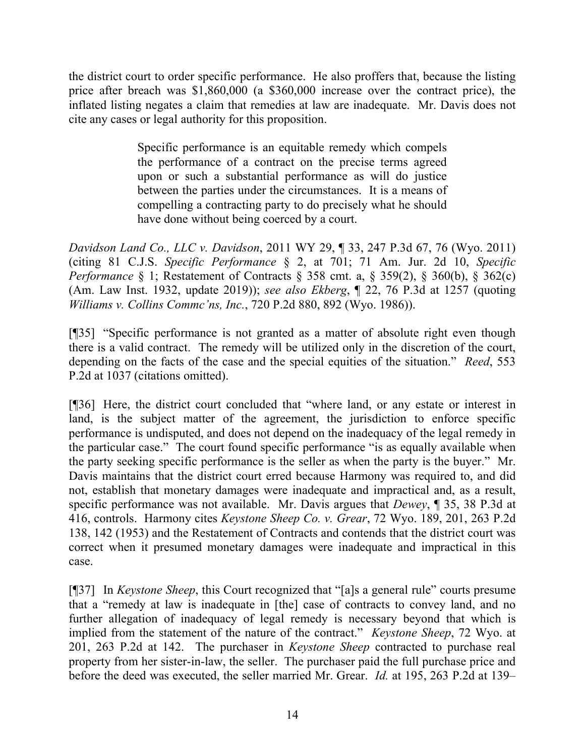the district court to order specific performance. He also proffers that, because the listing price after breach was $1,860,000 (a $360,000 increase over the contract price), the inflated listing negates a claim that remedies at law are inadequate. Mr. Davis does not cite any cases or legal authority for this proposition.

> Specific performance is an equitable remedy which compels the performance of a contract on the precise terms agreed upon or such a substantial performance as will do justice between the parties under the circumstances. It is a means of compelling a contracting party to do precisely what he should have done without being coerced by a court.

*Davidson Land Co., LLC v. Davidson*, 2011 WY 29, ¶ 33, 247 P.3d 67, 76 (Wyo. 2011) (citing 81 C.J.S. *Specific Performance* § 2, at 701; 71 Am. Jur. 2d 10, *Specific Performance* § 1; Restatement of Contracts § 358 cmt. a, § 359(2), § 360(b), § 362(c) (Am. Law Inst. 1932, update 2019)); *see also Ekberg*, ¶ 22, 76 P.3d at 1257 (quoting *Williams v. Collins Commc'ns, Inc.*, 720 P.2d 880, 892 (Wyo. 1986)).

[¶35] "Specific performance is not granted as a matter of absolute right even though there is a valid contract. The remedy will be utilized only in the discretion of the court, depending on the facts of the case and the special equities of the situation." *Reed*, 553 P.2d at 1037 (citations omitted).

[¶36] Here, the district court concluded that "where land, or any estate or interest in land, is the subject matter of the agreement, the jurisdiction to enforce specific performance is undisputed, and does not depend on the inadequacy of the legal remedy in the particular case." The court found specific performance "is as equally available when the party seeking specific performance is the seller as when the party is the buyer." Mr. Davis maintains that the district court erred because Harmony was required to, and did not, establish that monetary damages were inadequate and impractical and, as a result, specific performance was not available. Mr. Davis argues that *Dewey*, ¶ 35, 38 P.3d at 416, controls. Harmony cites *Keystone Sheep Co. v. Grear*, 72 Wyo. 189, 201, 263 P.2d 138, 142 (1953) and the Restatement of Contracts and contends that the district court was correct when it presumed monetary damages were inadequate and impractical in this case.

[¶37] In *Keystone Sheep*, this Court recognized that "[a]s a general rule" courts presume that a "remedy at law is inadequate in [the] case of contracts to convey land, and no further allegation of inadequacy of legal remedy is necessary beyond that which is implied from the statement of the nature of the contract." *Keystone Sheep*, 72 Wyo. at 201, 263 P.2d at 142. The purchaser in *Keystone Sheep* contracted to purchase real property from her sister-in-law, the seller. The purchaser paid the full purchase price and before the deed was executed, the seller married Mr. Grear. *Id.* at 195, 263 P.2d at 139–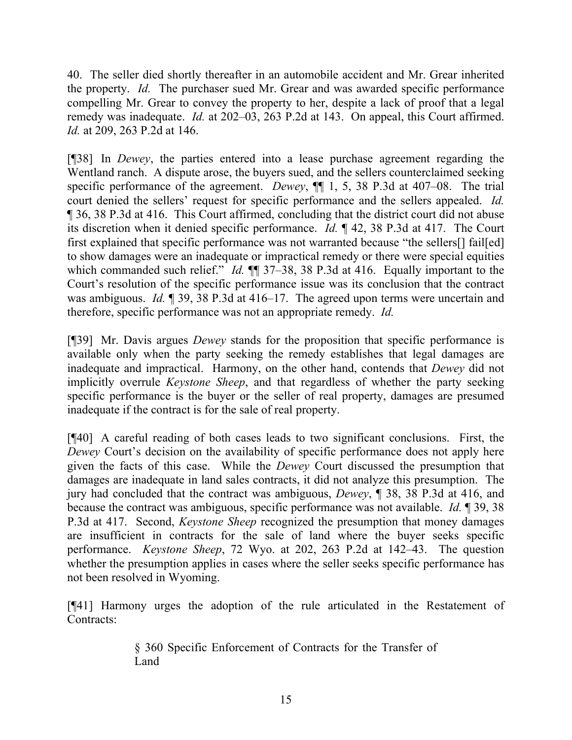40. The seller died shortly thereafter in an automobile accident and Mr. Grear inherited the property. *Id.* The purchaser sued Mr. Grear and was awarded specific performance compelling Mr. Grear to convey the property to her, despite a lack of proof that a legal remedy was inadequate. *Id.* at 202–03, 263 P.2d at 143. On appeal, this Court affirmed. *Id.* at 209, 263 P.2d at 146.

[¶38] In *Dewey*, the parties entered into a lease purchase agreement regarding the Wentland ranch. A dispute arose, the buyers sued, and the sellers counterclaimed seeking specific performance of the agreement. *Dewey*, ¶¶ 1, 5, 38 P.3d at 407–08. The trial court denied the sellers' request for specific performance and the sellers appealed. *Id.* ¶ 36, 38 P.3d at 416. This Court affirmed, concluding that the district court did not abuse its discretion when it denied specific performance. *Id.* ¶ 42, 38 P.3d at 417. The Court first explained that specific performance was not warranted because "the sellers[] fail[ed] to show damages were an inadequate or impractical remedy or there were special equities which commanded such relief." *Id.* ¶¶ 37–38, 38 P.3d at 416. Equally important to the Court's resolution of the specific performance issue was its conclusion that the contract was ambiguous. *Id.* ¶ 39, 38 P.3d at 416–17. The agreed upon terms were uncertain and therefore, specific performance was not an appropriate remedy. *Id.*

[¶39] Mr. Davis argues *Dewey* stands for the proposition that specific performance is available only when the party seeking the remedy establishes that legal damages are inadequate and impractical. Harmony, on the other hand, contends that *Dewey* did not implicitly overrule *Keystone Sheep*, and that regardless of whether the party seeking specific performance is the buyer or the seller of real property, damages are presumed inadequate if the contract is for the sale of real property.

[¶40] A careful reading of both cases leads to two significant conclusions. First, the *Dewey* Court's decision on the availability of specific performance does not apply here given the facts of this case. While the *Dewey* Court discussed the presumption that damages are inadequate in land sales contracts, it did not analyze this presumption. The jury had concluded that the contract was ambiguous, *Dewey*, ¶ 38, 38 P.3d at 416, and because the contract was ambiguous, specific performance was not available. *Id.* ¶ 39, 38 P.3d at 417. Second, *Keystone Sheep* recognized the presumption that money damages are insufficient in contracts for the sale of land where the buyer seeks specific performance. *Keystone Sheep*, 72 Wyo. at 202, 263 P.2d at 142–43. The question whether the presumption applies in cases where the seller seeks specific performance has not been resolved in Wyoming.

[¶41] Harmony urges the adoption of the rule articulated in the Restatement of Contracts:

> § 360 Specific Enforcement of Contracts for the Transfer of Land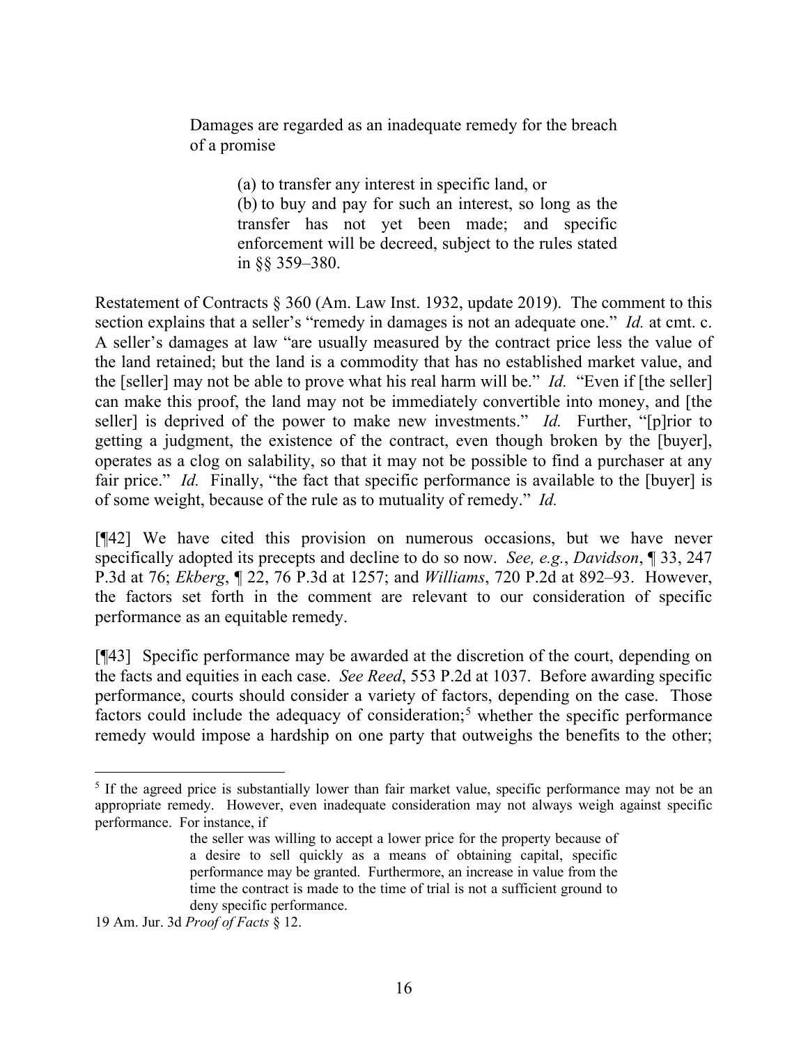> Damages are regarded as an inadequate remedy for the breach of a promise
>
> > (a) to transfer any interest in specific land, or
> > (b) to buy and pay for such an interest, so long as the transfer has not yet been made; and specific enforcement will be decreed, subject to the rules stated in §§ 359–380.

Restatement of Contracts § 360 (Am. Law Inst. 1932, update 2019). The comment to this section explains that a seller's "remedy in damages is not an adequate one." *Id.* at cmt. c. A seller's damages at law "are usually measured by the contract price less the value of the land retained; but the land is a commodity that has no established market value, and the [seller] may not be able to prove what his real harm will be." *Id.* "Even if [the seller] can make this proof, the land may not be immediately convertible into money, and [the seller] is deprived of the power to make new investments." *Id.* Further, "[p]rior to getting a judgment, the existence of the contract, even though broken by the [buyer], operates as a clog on salability, so that it may not be possible to find a purchaser at any fair price." *Id.* Finally, "the fact that specific performance is available to the [buyer] is of some weight, because of the rule as to mutuality of remedy." *Id.*

[¶42] We have cited this provision on numerous occasions, but we have never specifically adopted its precepts and decline to do so now. *See, e.g.*, *Davidson*, ¶ 33, 247 P.3d at 76; *Ekberg*, ¶ 22, 76 P.3d at 1257; and *Williams*, 720 P.2d at 892–93. However, the factors set forth in the comment are relevant to our consideration of specific performance as an equitable remedy.

[¶43] Specific performance may be awarded at the discretion of the court, depending on the facts and equities in each case. *See Reed*, 553 P.2d at 1037. Before awarding specific performance, courts should consider a variety of factors, depending on the case. Those factors could include the adequacy of consideration;[5] whether the specific performance remedy would impose a hardship on one party that outweighs the benefits to the other;

---

[5] If the agreed price is substantially lower than fair market value, specific performance may not be an appropriate remedy. However, even inadequate consideration may not always weigh against specific performance. For instance, if

> the seller was willing to accept a lower price for the property because of a desire to sell quickly as a means of obtaining capital, specific performance may be granted. Furthermore, an increase in value from the time the contract is made to the time of trial is not a sufficient ground to deny specific performance.

19 Am. Jur. 3d *Proof of Facts* § 12.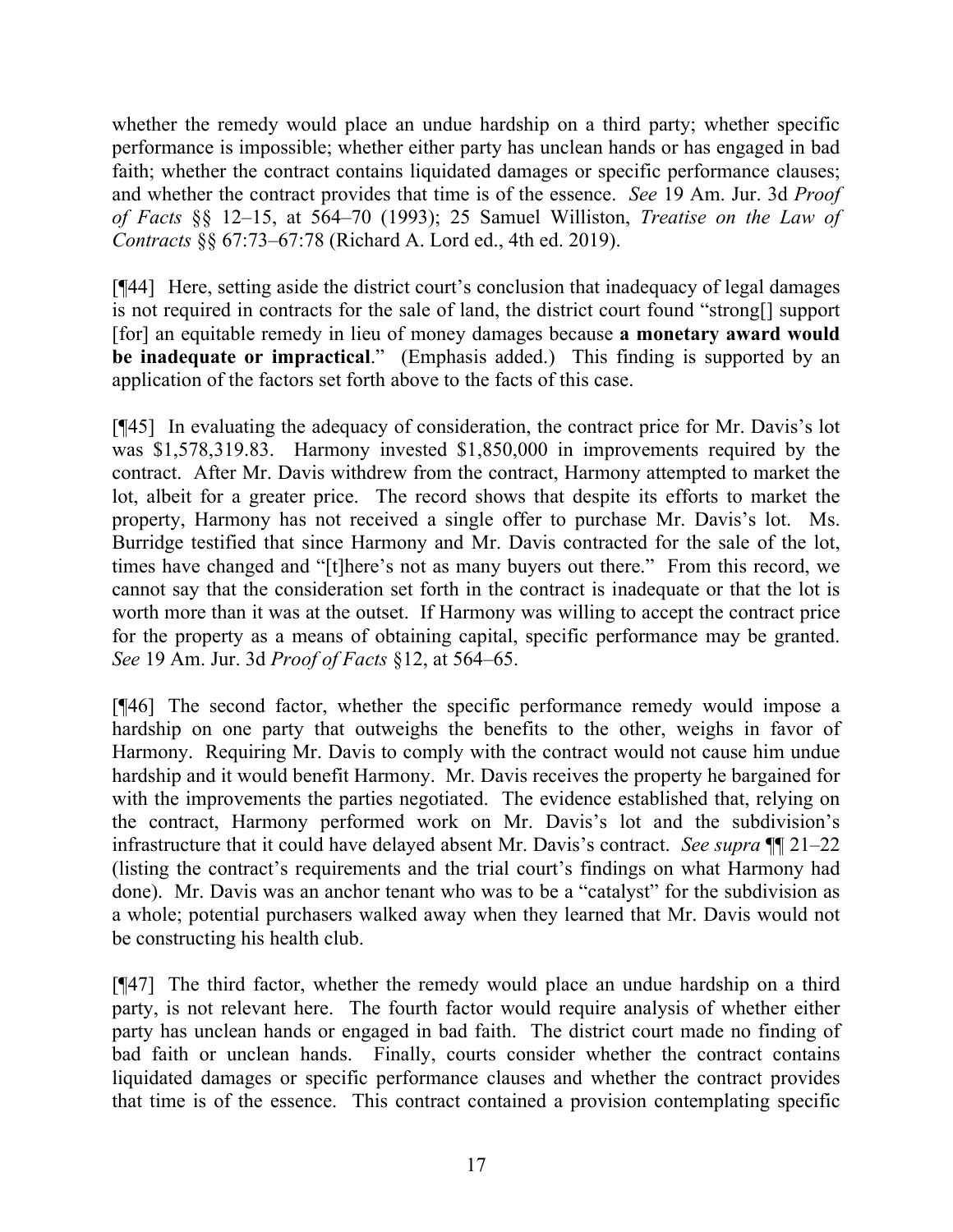whether the remedy would place an undue hardship on a third party; whether specific performance is impossible; whether either party has unclean hands or has engaged in bad faith; whether the contract contains liquidated damages or specific performance clauses; and whether the contract provides that time is of the essence. *See* 19 Am. Jur. 3d *Proof of Facts* §§ 12–15, at 564–70 (1993); 25 Samuel Williston, *Treatise on the Law of Contracts* §§ 67:73–67:78 (Richard A. Lord ed., 4th ed. 2019).

[¶44] Here, setting aside the district court's conclusion that inadequacy of legal damages is not required in contracts for the sale of land, the district court found "strong[] support [for] an equitable remedy in lieu of money damages because **a monetary award would be inadequate or impractical**." (Emphasis added.) This finding is supported by an application of the factors set forth above to the facts of this case.

[¶45] In evaluating the adequacy of consideration, the contract price for Mr. Davis's lot was $1,578,319.83. Harmony invested $1,850,000 in improvements required by the contract. After Mr. Davis withdrew from the contract, Harmony attempted to market the lot, albeit for a greater price. The record shows that despite its efforts to market the property, Harmony has not received a single offer to purchase Mr. Davis's lot. Ms. Burridge testified that since Harmony and Mr. Davis contracted for the sale of the lot, times have changed and "[t]here's not as many buyers out there." From this record, we cannot say that the consideration set forth in the contract is inadequate or that the lot is worth more than it was at the outset. If Harmony was willing to accept the contract price for the property as a means of obtaining capital, specific performance may be granted. *See* 19 Am. Jur. 3d *Proof of Facts* §12, at 564–65.

[¶46] The second factor, whether the specific performance remedy would impose a hardship on one party that outweighs the benefits to the other, weighs in favor of Harmony. Requiring Mr. Davis to comply with the contract would not cause him undue hardship and it would benefit Harmony. Mr. Davis receives the property he bargained for with the improvements the parties negotiated. The evidence established that, relying on the contract, Harmony performed work on Mr. Davis's lot and the subdivision's infrastructure that it could have delayed absent Mr. Davis's contract. *See supra* ¶¶ 21–22 (listing the contract's requirements and the trial court's findings on what Harmony had done). Mr. Davis was an anchor tenant who was to be a "catalyst" for the subdivision as a whole; potential purchasers walked away when they learned that Mr. Davis would not be constructing his health club.

[¶47] The third factor, whether the remedy would place an undue hardship on a third party, is not relevant here. The fourth factor would require analysis of whether either party has unclean hands or engaged in bad faith. The district court made no finding of bad faith or unclean hands. Finally, courts consider whether the contract contains liquidated damages or specific performance clauses and whether the contract provides that time is of the essence. This contract contained a provision contemplating specific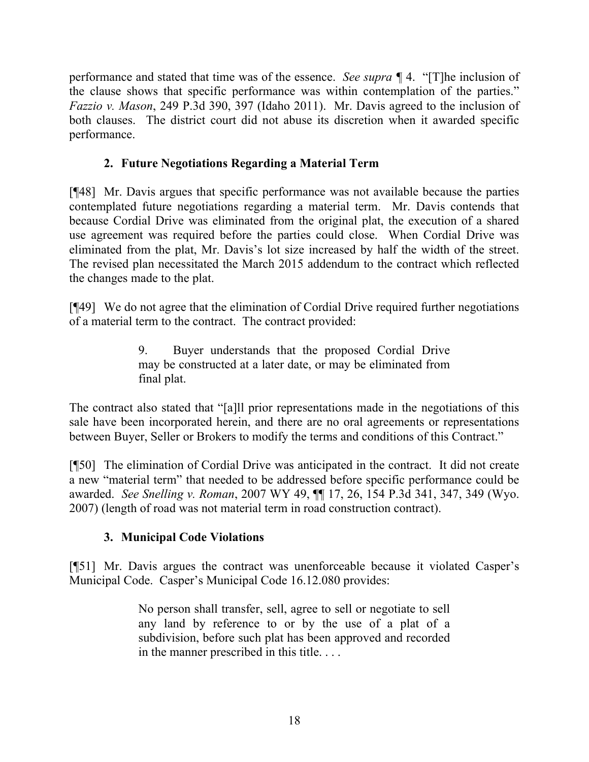performance and stated that time was of the essence. *See supra* ¶ 4. "[T]he inclusion of the clause shows that specific performance was within contemplation of the parties." *Fazzio v. Mason*, 249 P.3d 390, 397 (Idaho 2011). Mr. Davis agreed to the inclusion of both clauses. The district court did not abuse its discretion when it awarded specific performance.

### 2. Future Negotiations Regarding a Material Term

[¶48] Mr. Davis argues that specific performance was not available because the parties contemplated future negotiations regarding a material term. Mr. Davis contends that because Cordial Drive was eliminated from the original plat, the execution of a shared use agreement was required before the parties could close. When Cordial Drive was eliminated from the plat, Mr. Davis's lot size increased by half the width of the street. The revised plan necessitated the March 2015 addendum to the contract which reflected the changes made to the plat.

[¶49] We do not agree that the elimination of Cordial Drive required further negotiations of a material term to the contract. The contract provided:

> 9. Buyer understands that the proposed Cordial Drive may be constructed at a later date, or may be eliminated from final plat.

The contract also stated that "[a]ll prior representations made in the negotiations of this sale have been incorporated herein, and there are no oral agreements or representations between Buyer, Seller or Brokers to modify the terms and conditions of this Contract."

[¶50] The elimination of Cordial Drive was anticipated in the contract. It did not create a new "material term" that needed to be addressed before specific performance could be awarded. *See Snelling v. Roman*, 2007 WY 49, ¶¶ 17, 26, 154 P.3d 341, 347, 349 (Wyo. 2007) (length of road was not material term in road construction contract).

### 3. Municipal Code Violations

[¶51] Mr. Davis argues the contract was unenforceable because it violated Casper's Municipal Code. Casper's Municipal Code 16.12.080 provides:

> No person shall transfer, sell, agree to sell or negotiate to sell any land by reference to or by the use of a plat of a subdivision, before such plat has been approved and recorded in the manner prescribed in this title. . . .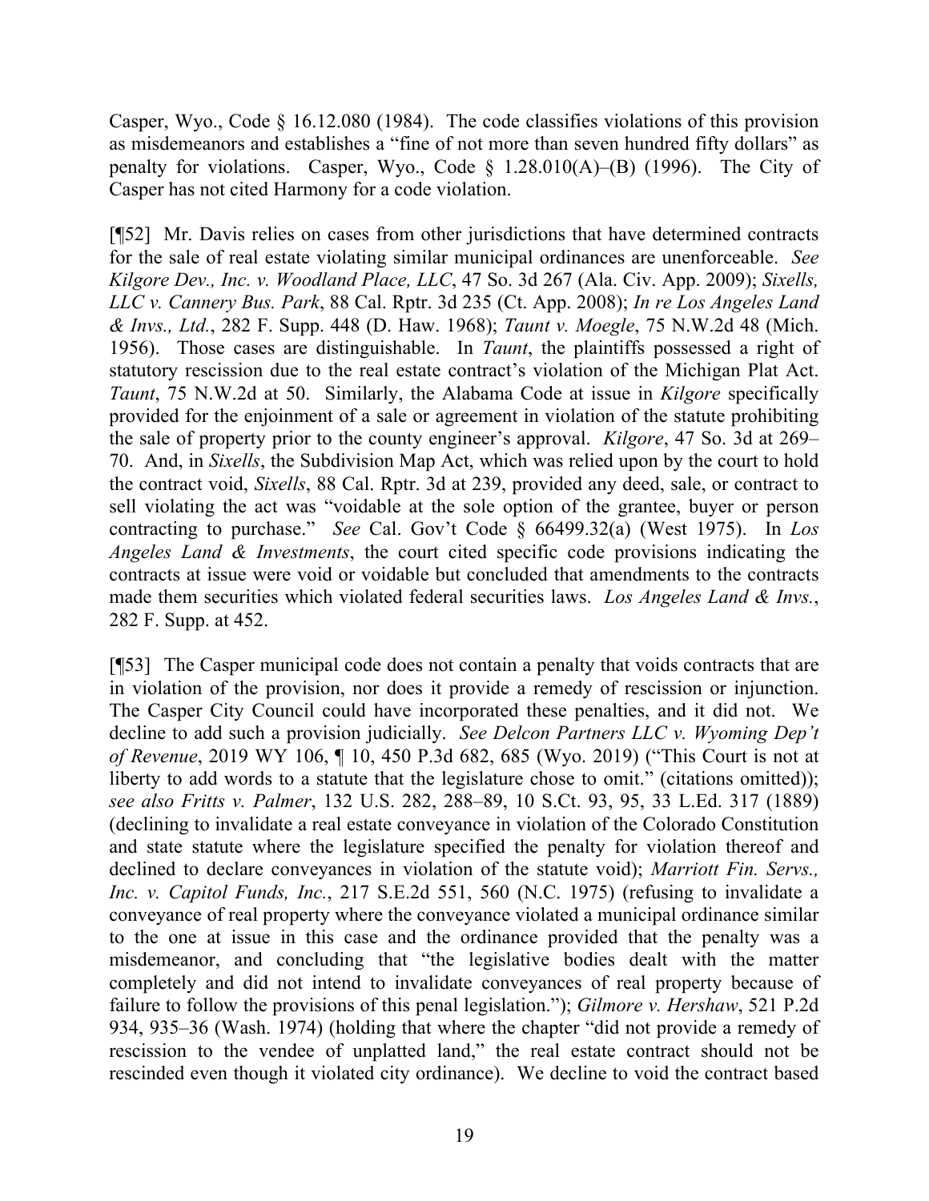Casper, Wyo., Code § 16.12.080 (1984). The code classifies violations of this provision as misdemeanors and establishes a "fine of not more than seven hundred fifty dollars" as penalty for violations. Casper, Wyo., Code § 1.28.010(A)–(B) (1996). The City of Casper has not cited Harmony for a code violation.

[¶52] Mr. Davis relies on cases from other jurisdictions that have determined contracts for the sale of real estate violating similar municipal ordinances are unenforceable. *See Kilgore Dev., Inc. v. Woodland Place, LLC*, 47 So. 3d 267 (Ala. Civ. App. 2009); *Sixells, LLC v. Cannery Bus. Park*, 88 Cal. Rptr. 3d 235 (Ct. App. 2008); *In re Los Angeles Land & Invs., Ltd.*, 282 F. Supp. 448 (D. Haw. 1968); *Taunt v. Moegle*, 75 N.W.2d 48 (Mich. 1956). Those cases are distinguishable. In *Taunt*, the plaintiffs possessed a right of statutory rescission due to the real estate contract's violation of the Michigan Plat Act. *Taunt*, 75 N.W.2d at 50. Similarly, the Alabama Code at issue in *Kilgore* specifically provided for the enjoinment of a sale or agreement in violation of the statute prohibiting the sale of property prior to the county engineer's approval. *Kilgore*, 47 So. 3d at 269–70. And, in *Sixells*, the Subdivision Map Act, which was relied upon by the court to hold the contract void, *Sixells*, 88 Cal. Rptr. 3d at 239, provided any deed, sale, or contract to sell violating the act was "voidable at the sole option of the grantee, buyer or person contracting to purchase." *See* Cal. Gov't Code § 66499.32(a) (West 1975). In *Los Angeles Land & Investments*, the court cited specific code provisions indicating the contracts at issue were void or voidable but concluded that amendments to the contracts made them securities which violated federal securities laws. *Los Angeles Land & Invs.*, 282 F. Supp. at 452.

[¶53] The Casper municipal code does not contain a penalty that voids contracts that are in violation of the provision, nor does it provide a remedy of rescission or injunction. The Casper City Council could have incorporated these penalties, and it did not. We decline to add such a provision judicially. *See Delcon Partners LLC v. Wyoming Dep't of Revenue*, 2019 WY 106, ¶ 10, 450 P.3d 682, 685 (Wyo. 2019) ("This Court is not at liberty to add words to a statute that the legislature chose to omit." (citations omitted)); *see also Fritts v. Palmer*, 132 U.S. 282, 288–89, 10 S.Ct. 93, 95, 33 L.Ed. 317 (1889) (declining to invalidate a real estate conveyance in violation of the Colorado Constitution and state statute where the legislature specified the penalty for violation thereof and declined to declare conveyances in violation of the statute void); *Marriott Fin. Servs., Inc. v. Capitol Funds, Inc.*, 217 S.E.2d 551, 560 (N.C. 1975) (refusing to invalidate a conveyance of real property where the conveyance violated a municipal ordinance similar to the one at issue in this case and the ordinance provided that the penalty was a misdemeanor, and concluding that "the legislative bodies dealt with the matter completely and did not intend to invalidate conveyances of real property because of failure to follow the provisions of this penal legislation."); *Gilmore v. Hershaw*, 521 P.2d 934, 935–36 (Wash. 1974) (holding that where the chapter "did not provide a remedy of rescission to the vendee of unplatted land," the real estate contract should not be rescinded even though it violated city ordinance). We decline to void the contract based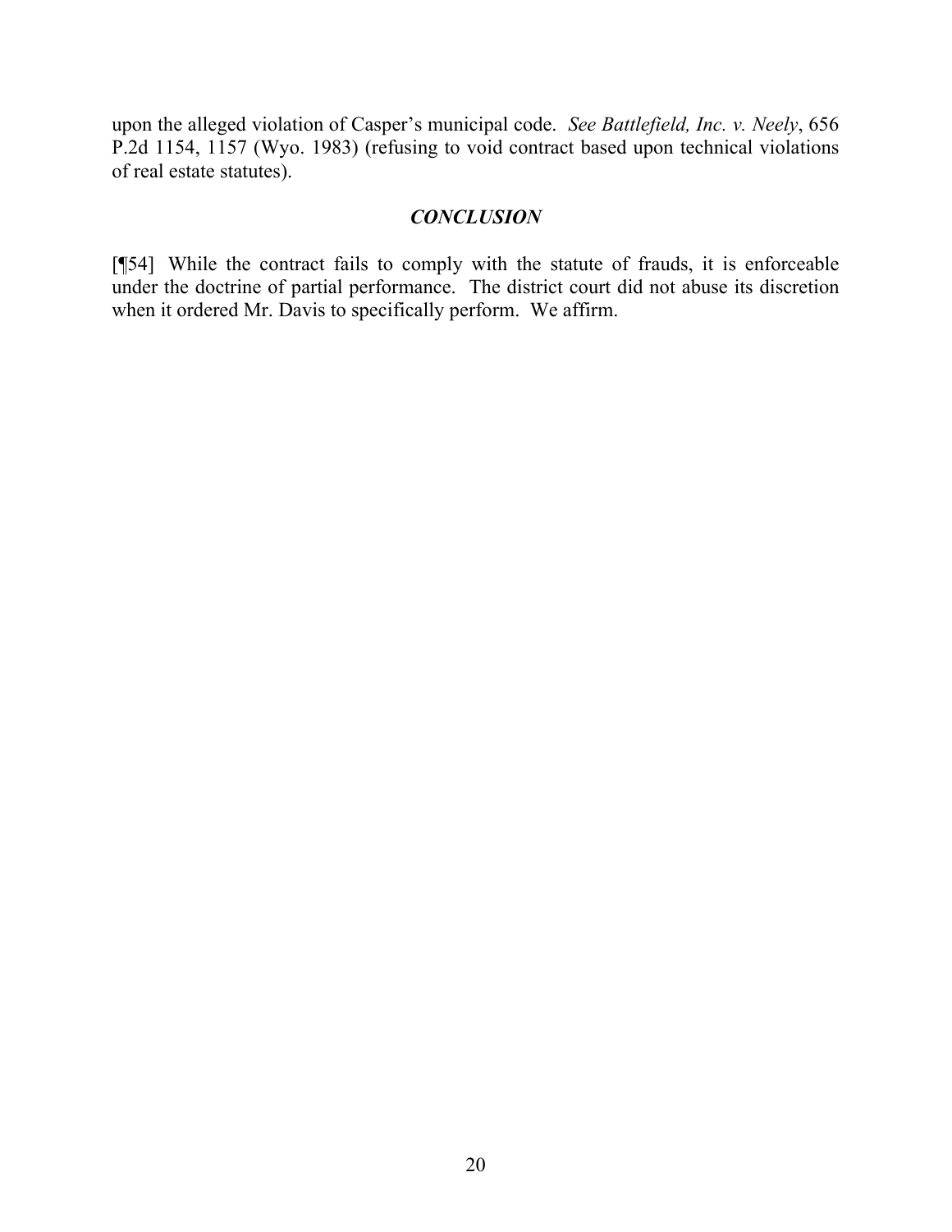upon the alleged violation of Casper's municipal code. *See Battlefield, Inc. v. Neely*, 656 P.2d 1154, 1157 (Wyo. 1983) (refusing to void contract based upon technical violations of real estate statutes).

## ***CONCLUSION***

[¶54] While the contract fails to comply with the statute of frauds, it is enforceable under the doctrine of partial performance. The district court did not abuse its discretion when it ordered Mr. Davis to specifically perform. We affirm.